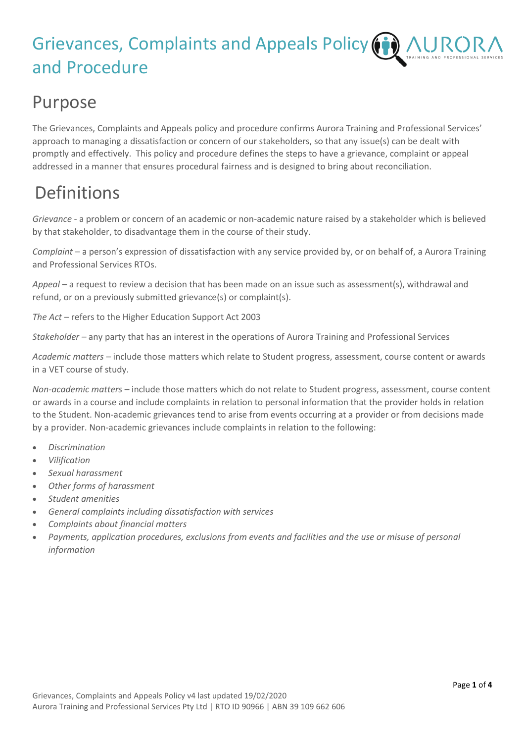# Grievances, Complaints and Appeals Policy and Procedure

## Purpose

The Grievances, Complaints and Appeals policy and procedure confirms Aurora Training and Professional Services' approach to managing a dissatisfaction or concern of our stakeholders, so that any issue(s) can be dealt with promptly and effectively. This policy and procedure defines the steps to have a grievance, complaint or appeal addressed in a manner that ensures procedural fairness and is designed to bring about reconciliation.

## Definitions

*Grievance* - a problem or concern of an academic or non-academic nature raised by a stakeholder which is believed by that stakeholder, to disadvantage them in the course of their study.

*Complaint* – a person's expression of dissatisfaction with any service provided by, or on behalf of, a Aurora Training and Professional Services RTOs.

*Appeal* – a request to review a decision that has been made on an issue such as assessment(s), withdrawal and refund, or on a previously submitted grievance(s) or complaint(s).

*The Act* – refers to the Higher Education Support Act 2003

*Stakeholder* – any party that has an interest in the operations of Aurora Training and Professional Services

*Academic matters* – include those matters which relate to Student progress, assessment, course content or awards in a VET course of study.

*Non-academic matters* – include those matters which do not relate to Student progress, assessment, course content or awards in a course and include complaints in relation to personal information that the provider holds in relation to the Student. Non-academic grievances tend to arise from events occurring at a provider or from decisions made by a provider. Non-academic grievances include complaints in relation to the following:

- *Discrimination*
- *Vilification*
- *Sexual harassment*
- *Other forms of harassment*
- *Student amenities*
- *General complaints including dissatisfaction with services*
- *Complaints about financial matters*
- *Payments, application procedures, exclusions from events and facilities and the use or misuse of personal information*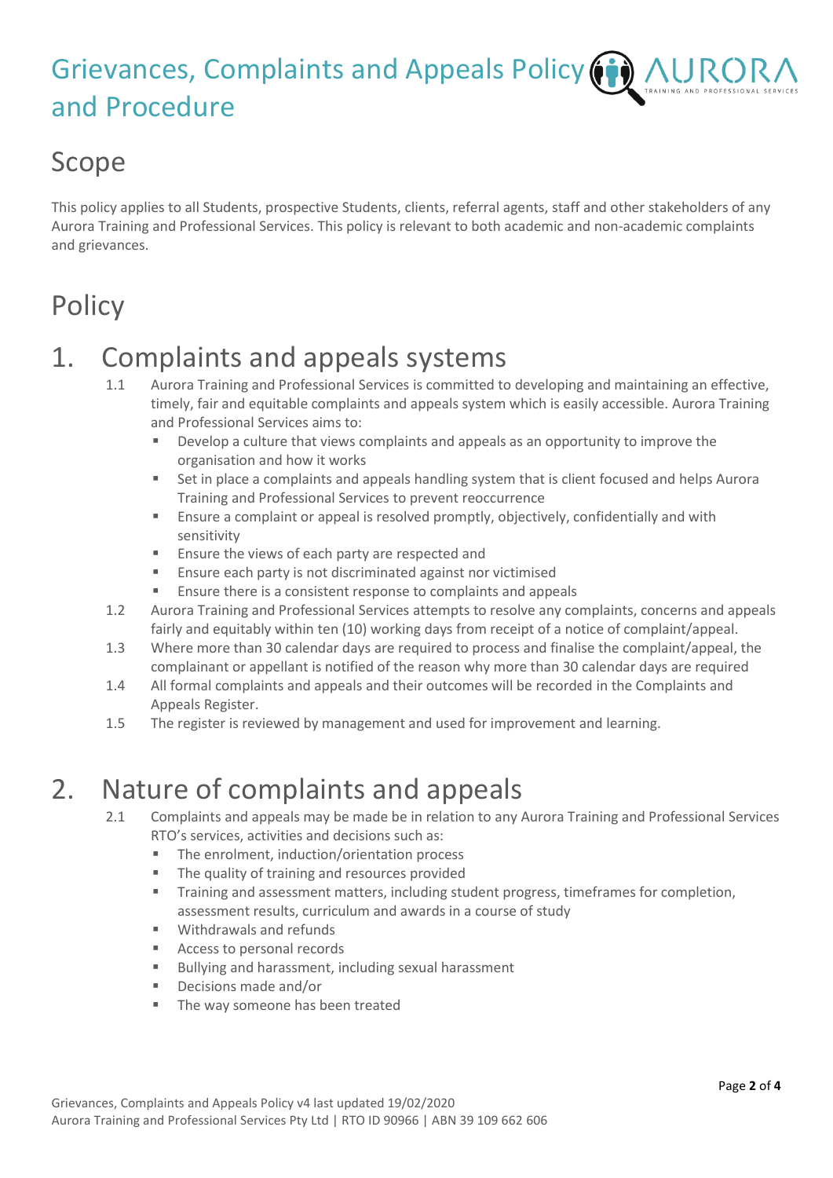# Grievances, Complaints and Appeals Policy and Procedure

## Scope

This policy applies to all Students, prospective Students, clients, referral agents, staff and other stakeholders of any Aurora Training and Professional Services. This policy is relevant to both academic and non-academic complaints and grievances.

## Policy

## 1. Complaints and appeals systems

1.1 Aurora Training and Professional Services is committed to developing and maintaining an effective, timely, fair and equitable complaints and appeals system which is easily accessible. Aurora Training and Professional Services aims to:

- Develop a culture that views complaints and appeals as an opportunity to improve the organisation and how it works
- Set in place a complaints and appeals handling system that is client focused and helps Aurora Training and Professional Services to prevent reoccurrence
- Ensure a complaint or appeal is resolved promptly, objectively, confidentially and with sensitivity
- Ensure the views of each party are respected and
- Ensure each party is not discriminated against nor victimised
- Ensure there is a consistent response to complaints and appeals

1.2 Aurora Training and Professional Services attempts to resolve any complaints, concerns and appeals fairly and equitably within ten (10) working days from receipt of a notice of complaint/appeal.

1.3 Where more than 30 calendar days are required to process and finalise the complaint/appeal, the complainant or appellant is notified of the reason why more than 30 calendar days are required

1.4 All formal complaints and appeals and their outcomes will be recorded in the Complaints and Appeals Register.

1.5 The register is reviewed by management and used for improvement and learning.

## 2. Nature of complaints and appeals

2.1 Complaints and appeals may be made be in relation to any Aurora Training and Professional Services RTO's services, activities and decisions such as:

- The enrolment, induction/orientation process
- The quality of training and resources provided
- Training and assessment matters, including student progress, timeframes for completion, assessment results, curriculum and awards in a course of study
- Withdrawals and refunds
- Access to personal records
- Bullying and harassment, including sexual harassment
- Decisions made and/or
- The way someone has been treated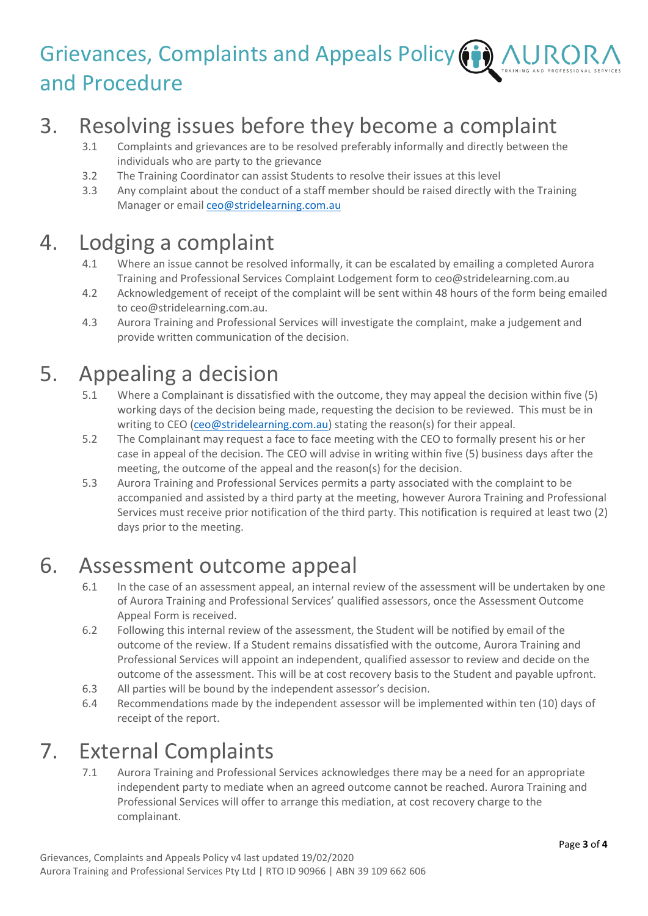## 3. Resolving issues before they become a complaint

3.1 Complaints and grievances are to be resolved preferably informally and directly between the individuals who are party to the grievance

3.2 The Training Coordinator can assist Students to resolve their issues at this level

3.3 Any complaint about the conduct of a staff member should be raised directly with the Training Manager or email ceo@stridelearning.com.au

## 4. Lodging a complaint

4.1 Where an issue cannot be resolved informally, it can be escalated by emailing a completed Aurora Training and Professional Services Complaint Lodgement form to ceo@stridelearning.com.au

4.2 Acknowledgement of receipt of the complaint will be sent within 48 hours of the form being emailed to ceo@stridelearning.com.au.

4.3 Aurora Training and Professional Services will investigate the complaint, make a judgement and provide written communication of the decision.

## 5. Appealing a decision

5.1 Where a Complainant is dissatisfied with the outcome, they may appeal the decision within five (5) working days of the decision being made, requesting the decision to be reviewed. This must be in writing to CEO (ceo@stridelearning.com.au) stating the reason(s) for their appeal.

5.2 The Complainant may request a face to face meeting with the CEO to formally present his or her case in appeal of the decision. The CEO will advise in writing within five (5) business days after the meeting, the outcome of the appeal and the reason(s) for the decision.

5.3 Aurora Training and Professional Services permits a party associated with the complaint to be accompanied and assisted by a third party at the meeting, however Aurora Training and Professional Services must receive prior notification of the third party. This notification is required at least two (2) days prior to the meeting.

## 6. Assessment outcome appeal

6.1 In the case of an assessment appeal, an internal review of the assessment will be undertaken by one of Aurora Training and Professional Services' qualified assessors, once the Assessment Outcome Appeal Form is received.

6.2 Following this internal review of the assessment, the Student will be notified by email of the outcome of the review. If a Student remains dissatisfied with the outcome, Aurora Training and Professional Services will appoint an independent, qualified assessor to review and decide on the outcome of the assessment. This will be at cost recovery basis to the Student and payable upfront.

6.3 All parties will be bound by the independent assessor's decision.

6.4 Recommendations made by the independent assessor will be implemented within ten (10) days of receipt of the report.

## 7. External Complaints

7.1 Aurora Training and Professional Services acknowledges there may be a need for an appropriate independent party to mediate when an agreed outcome cannot be reached. Aurora Training and Professional Services will offer to arrange this mediation, at cost recovery charge to the complainant.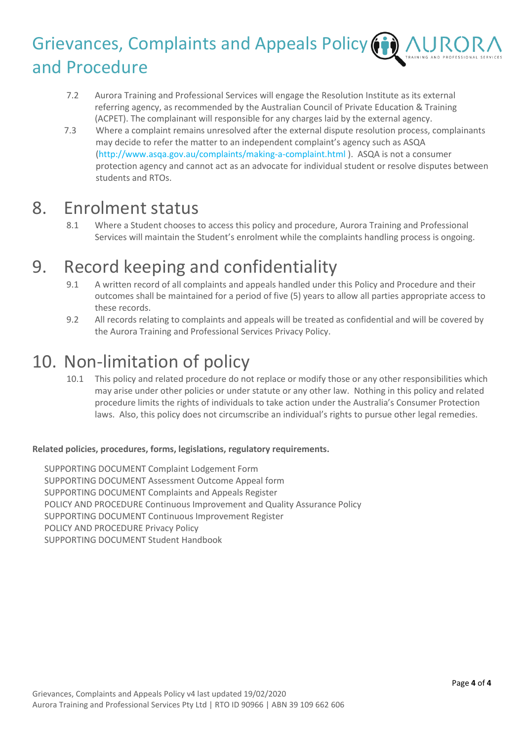7.2 Aurora Training and Professional Services will engage the Resolution Institute as its external referring agency, as recommended by the Australian Council of Private Education & Training (ACPET). The complainant will responsible for any charges laid by the external agency.

7.3 Where a complaint remains unresolved after the external dispute resolution process, complainants may decide to refer the matter to an independent complaint's agency such as ASQA (http://www.asqa.gov.au/complaints/making-a-complaint.html ). ASQA is not a consumer protection agency and cannot act as an advocate for individual student or resolve disputes between students and RTOs.

# 8. Enrolment status

8.1 Where a Student chooses to access this policy and procedure, Aurora Training and Professional Services will maintain the Student's enrolment while the complaints handling process is ongoing.

# 9. Record keeping and confidentiality

9.1 A written record of all complaints and appeals handled under this Policy and Procedure and their outcomes shall be maintained for a period of five (5) years to allow all parties appropriate access to these records.

9.2 All records relating to complaints and appeals will be treated as confidential and will be covered by the Aurora Training and Professional Services Privacy Policy.

# 10. Non-limitation of policy

10.1 This policy and related procedure do not replace or modify those or any other responsibilities which may arise under other policies or under statute or any other law. Nothing in this policy and related procedure limits the rights of individuals to take action under the Australia's Consumer Protection laws. Also, this policy does not circumscribe an individual's rights to pursue other legal remedies.

**Related policies, procedures, forms, legislations, regulatory requirements.**

SUPPORTING DOCUMENT Complaint Lodgement Form
SUPPORTING DOCUMENT Assessment Outcome Appeal form
SUPPORTING DOCUMENT Complaints and Appeals Register
POLICY AND PROCEDURE Continuous Improvement and Quality Assurance Policy
SUPPORTING DOCUMENT Continuous Improvement Register
POLICY AND PROCEDURE Privacy Policy
SUPPORTING DOCUMENT Student Handbook

Grievances, Complaints and Appeals Policy v4 last updated 19/02/2020
Aurora Training and Professional Services Pty Ltd | RTO ID 90966 | ABN 39 109 662 606